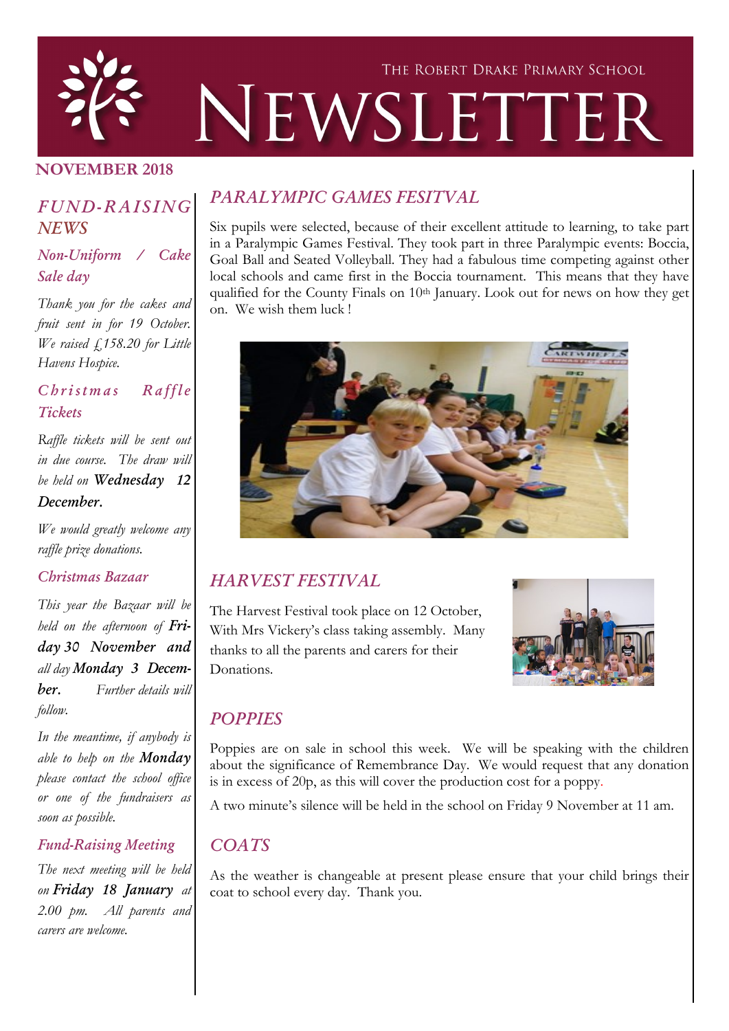# THE ROBERT DRAKE PRIMARY SCHOOL NEWSLETTER

**NOVEMBER 2018**

## *FUND-RAISING NEWS*

### *Non-Uniform / Cake Sale day*

*Thank you for the cakes and fruit sent in for 19 October. We raised £158.20 for Little Havens Hospice.*

### *Christmas Raffle Tickets*

*Raffle tickets will be sent out in due course. The draw will be held on* ***Wednesday 12 December.***

*We would greatly welcome any raffle prize donations.*

### *Christmas Bazaar*

*This year the Bazaar will be held on the afternoon of* ***Friday 30 November and*** *all day* ***Monday 3 December.*** *Further details will follow.*

*In the meantime, if anybody is able to help on the* ***Monday*** *please contact the school office or one of the fundraisers as soon as possible.*

### *Fund-Raising Meeting*

*The next meeting will be held on* ***Friday 18 January*** *at 2.00 pm. All parents and carers are welcome.*

## *PARALYMPIC GAMES FESITVAL*

Six pupils were selected, because of their excellent attitude to learning, to take part in a Paralympic Games Festival. They took part in three Paralympic events: Boccia, Goal Ball and Seated Volleyball. They had a fabulous time competing against other local schools and came first in the Boccia tournament. This means that they have qualified for the County Finals on 10th January. Look out for news on how they get on. We wish them luck !

## *HARVEST FESTIVAL*

The Harvest Festival took place on 12 October, With Mrs Vickery's class taking assembly. Many thanks to all the parents and carers for their Donations.

## *POPPIES*

Poppies are on sale in school this week. We will be speaking with the children about the significance of Remembrance Day. We would request that any donation is in excess of 20p, as this will cover the production cost for a poppy.

A two minute's silence will be held in the school on Friday 9 November at 11 am.

## *COATS*

As the weather is changeable at present please ensure that your child brings their coat to school every day. Thank you.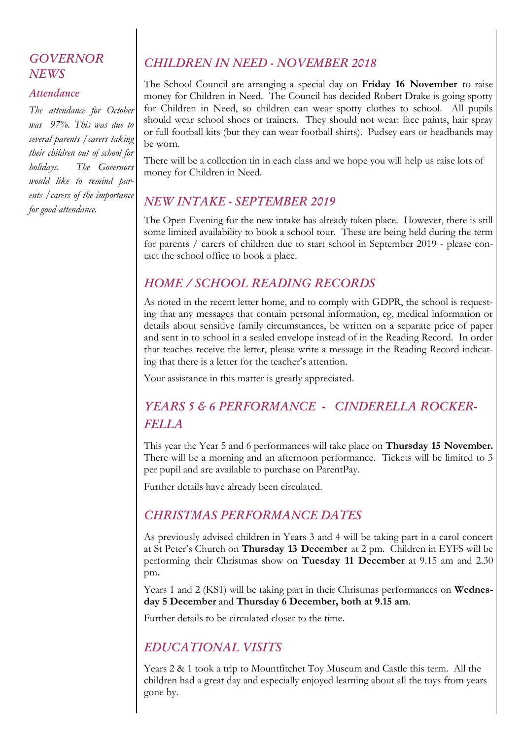## *GOVERNOR NEWS*

### *Attendance*

*The attendance for October was 97%. This was due to several parents / carers taking their children out of school for holidays. The Governors would like to remind parents / carers of the importance for good attendance.*

## *CHILDREN IN NEED - NOVEMBER 2018*

The School Council are arranging a special day on **Friday 16 November** to raise money for Children in Need. The Council has decided Robert Drake is going spotty for Children in Need, so children can wear spotty clothes to school. All pupils should wear school shoes or trainers. They should not wear: face paints, hair spray or full football kits (but they can wear football shirts). Pudsey ears or headbands may be worn.

There will be a collection tin in each class and we hope you will help us raise lots of money for Children in Need.

## *NEW INTAKE - SEPTEMBER 2019*

The Open Evening for the new intake has already taken place. However, there is still some limited availability to book a school tour. These are being held during the term for parents / carers of children due to start school in September 2019 - please contact the school office to book a place.

## *HOME / SCHOOL READING RECORDS*

As noted in the recent letter home, and to comply with GDPR, the school is requesting that any messages that contain personal information, eg, medical information or details about sensitive family circumstances, be written on a separate price of paper and sent in to school in a sealed envelope instead of in the Reading Record. In order that teaches receive the letter, please write a message in the Reading Record indicating that there is a letter for the teacher's attention.

Your assistance in this matter is greatly appreciated.

## *YEARS 5 & 6 PERFORMANCE - CINDERELLA ROCKERFELLA*

This year the Year 5 and 6 performances will take place on **Thursday 15 November.** There will be a morning and an afternoon performance. Tickets will be limited to 3 per pupil and are available to purchase on ParentPay.

Further details have already been circulated.

## *CHRISTMAS PERFORMANCE DATES*

As previously advised children in Years 3 and 4 will be taking part in a carol concert at St Peter's Church on **Thursday 13 December** at 2 pm. Children in EYFS will be performing their Christmas show on **Tuesday 11 December** at 9.15 am and 2.30 pm**.**

Years 1 and 2 (KS1) will be taking part in their Christmas performances on **Wednesday 5 December** and **Thursday 6 December, both at 9.15 am**.

Further details to be circulated closer to the time.

## *EDUCATIONAL VISITS*

Years 2 & 1 took a trip to Mountfitchet Toy Museum and Castle this term. All the children had a great day and especially enjoyed learning about all the toys from years gone by.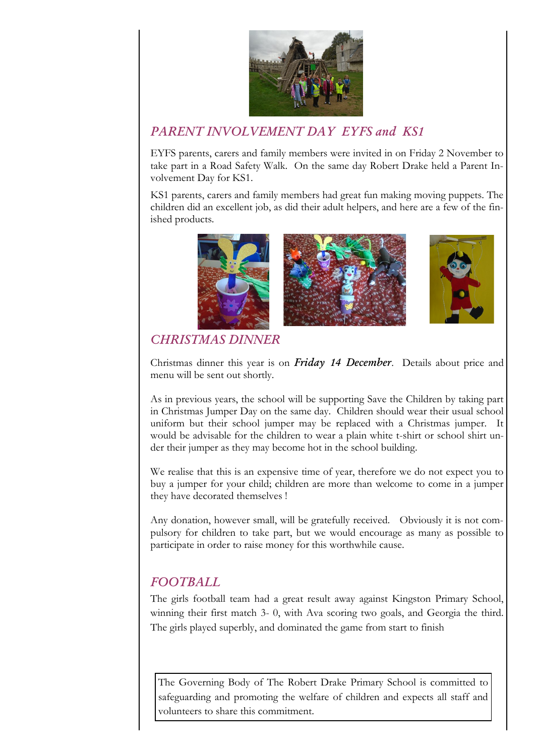## *PARENT INVOLVEMENT DAY EYFS and KS1*

EYFS parents, carers and family members were invited in on Friday 2 November to take part in a Road Safety Walk. On the same day Robert Drake held a Parent Involvement Day for KS1.

KS1 parents, carers and family members had great fun making moving puppets. The children did an excellent job, as did their adult helpers, and here are a few of the finished products.

## *CHRISTMAS DINNER*

Christmas dinner this year is on ***Friday 14 December***. Details about price and menu will be sent out shortly.

As in previous years, the school will be supporting Save the Children by taking part in Christmas Jumper Day on the same day. Children should wear their usual school uniform but their school jumper may be replaced with a Christmas jumper. It would be advisable for the children to wear a plain white t-shirt or school shirt under their jumper as they may become hot in the school building.

We realise that this is an expensive time of year, therefore we do not expect you to buy a jumper for your child; children are more than welcome to come in a jumper they have decorated themselves !

Any donation, however small, will be gratefully received. Obviously it is not compulsory for children to take part, but we would encourage as many as possible to participate in order to raise money for this worthwhile cause.

## *FOOTBALL*

The girls football team had a great result away against Kingston Primary School, winning their first match 3- 0, with Ava scoring two goals, and Georgia the third. The girls played superbly, and dominated the game from start to finish

The Governing Body of The Robert Drake Primary School is committed to safeguarding and promoting the welfare of children and expects all staff and volunteers to share this commitment.